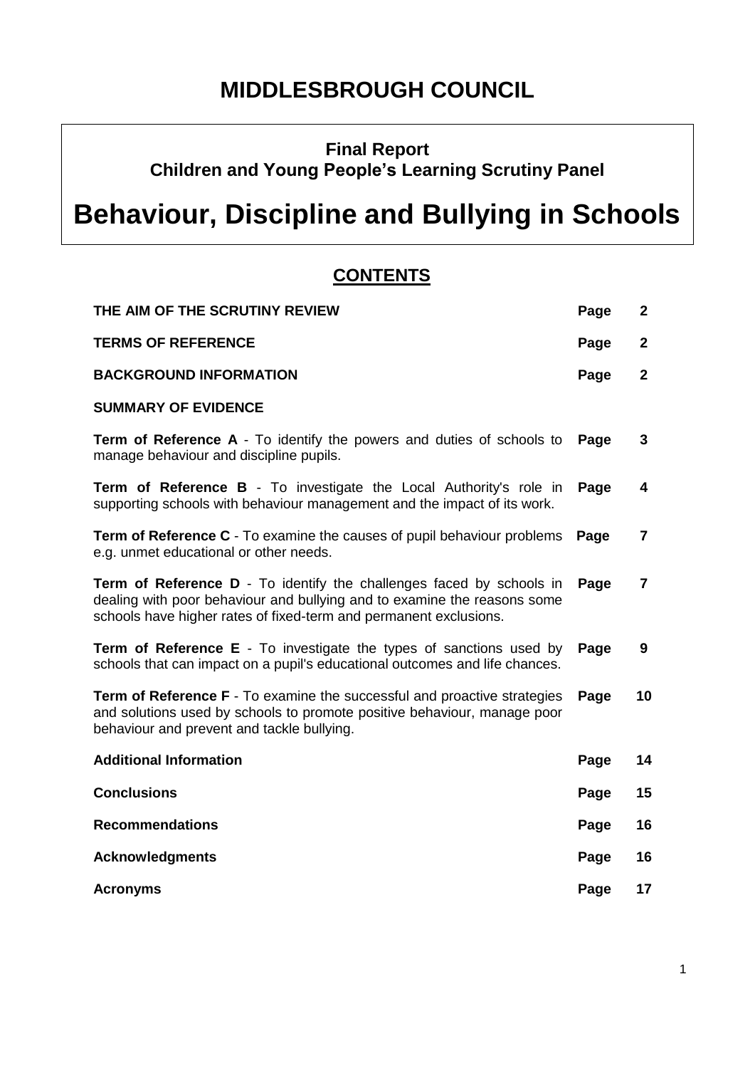# MIDDLESBROUGH COUNCIL

**Final Report**
**Children and Young People's Learning Scrutiny Panel**

# Behaviour, Discipline and Bullying in Schools

## CONTENTS

| | | |
|---|---|---|
| **THE AIM OF THE SCRUTINY REVIEW** | **Page** | **2** |
| **TERMS OF REFERENCE** | **Page** | **2** |
| **BACKGROUND INFORMATION** | **Page** | **2** |
| **SUMMARY OF EVIDENCE** | | |
| **Term of Reference A** - To identify the powers and duties of schools to manage behaviour and discipline pupils. | **Page** | **3** |
| **Term of Reference B** - To investigate the Local Authority's role in supporting schools with behaviour management and the impact of its work. | **Page** | **4** |
| **Term of Reference C** - To examine the causes of pupil behaviour problems e.g. unmet educational or other needs. | **Page** | **7** |
| **Term of Reference D** - To identify the challenges faced by schools in dealing with poor behaviour and bullying and to examine the reasons some schools have higher rates of fixed-term and permanent exclusions. | **Page** | **7** |
| **Term of Reference E** - To investigate the types of sanctions used by schools that can impact on a pupil's educational outcomes and life chances. | **Page** | **9** |
| **Term of Reference F** - To examine the successful and proactive strategies and solutions used by schools to promote positive behaviour, manage poor behaviour and prevent and tackle bullying. | **Page** | **10** |
| **Additional Information** | **Page** | **14** |
| **Conclusions** | **Page** | **15** |
| **Recommendations** | **Page** | **16** |
| **Acknowledgments** | **Page** | **16** |
| **Acronyms** | **Page** | **17** |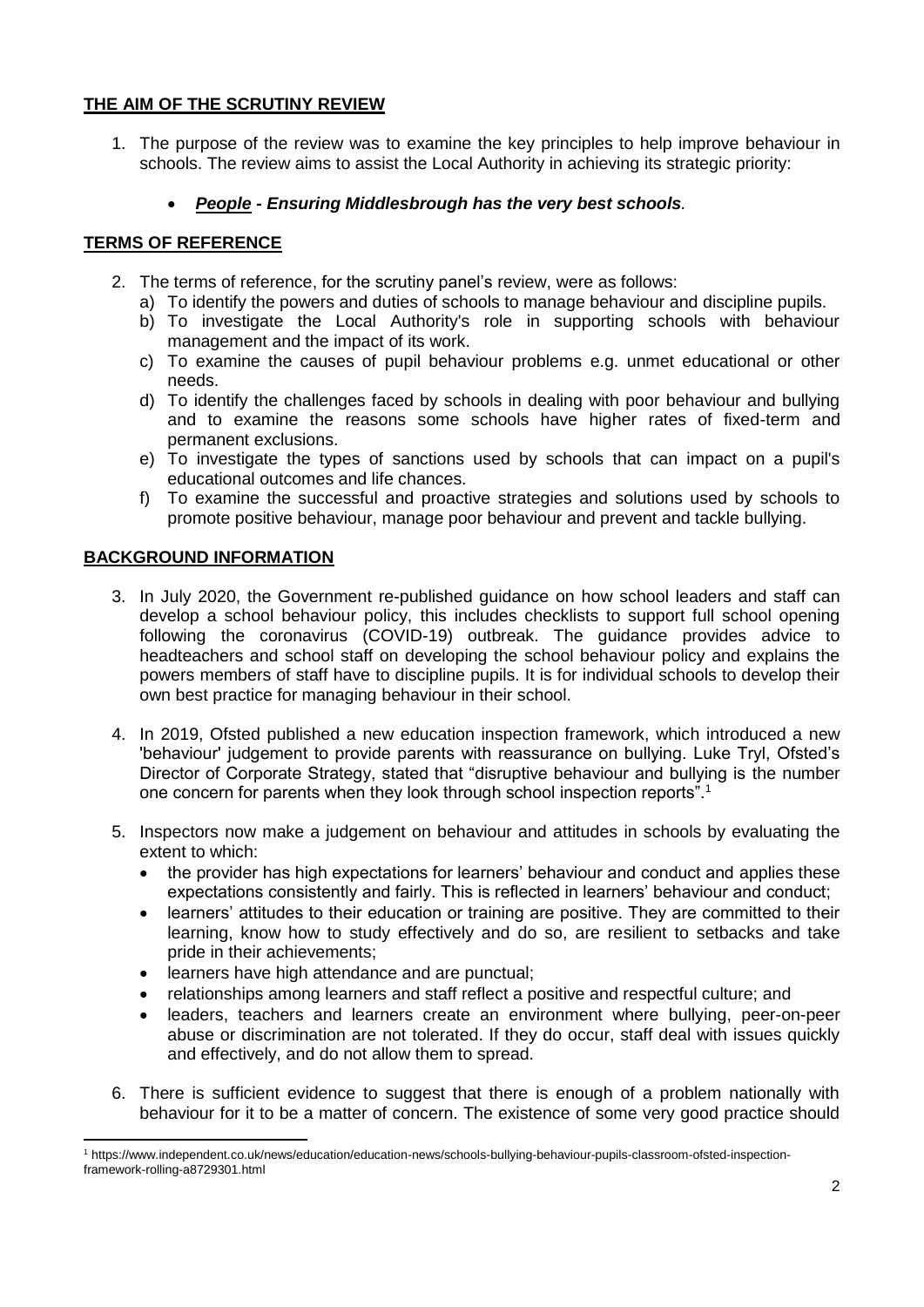## THE AIM OF THE SCRUTINY REVIEW

1. The purpose of the review was to examine the key principles to help improve behaviour in schools. The review aims to assist the Local Authority in achieving its strategic priority:

   - ***People - Ensuring Middlesbrough has the very best schools.***

## TERMS OF REFERENCE

2. The terms of reference, for the scrutiny panel's review, were as follows:
   a) To identify the powers and duties of schools to manage behaviour and discipline pupils.
   b) To investigate the Local Authority's role in supporting schools with behaviour management and the impact of its work.
   c) To examine the causes of pupil behaviour problems e.g. unmet educational or other needs.
   d) To identify the challenges faced by schools in dealing with poor behaviour and bullying and to examine the reasons some schools have higher rates of fixed-term and permanent exclusions.
   e) To investigate the types of sanctions used by schools that can impact on a pupil's educational outcomes and life chances.
   f) To examine the successful and proactive strategies and solutions used by schools to promote positive behaviour, manage poor behaviour and prevent and tackle bullying.

## BACKGROUND INFORMATION

3. In July 2020, the Government re-published guidance on how school leaders and staff can develop a school behaviour policy, this includes checklists to support full school opening following the coronavirus (COVID-19) outbreak. The guidance provides advice to headteachers and school staff on developing the school behaviour policy and explains the powers members of staff have to discipline pupils. It is for individual schools to develop their own best practice for managing behaviour in their school.

4. In 2019, Ofsted published a new education inspection framework, which introduced a new 'behaviour' judgement to provide parents with reassurance on bullying. Luke Tryl, Ofsted's Director of Corporate Strategy, stated that "disruptive behaviour and bullying is the number one concern for parents when they look through school inspection reports".[1]

5. Inspectors now make a judgement on behaviour and attitudes in schools by evaluating the extent to which:
   - the provider has high expectations for learners' behaviour and conduct and applies these expectations consistently and fairly. This is reflected in learners' behaviour and conduct;
   - learners' attitudes to their education or training are positive. They are committed to their learning, know how to study effectively and do so, are resilient to setbacks and take pride in their achievements;
   - learners have high attendance and are punctual;
   - relationships among learners and staff reflect a positive and respectful culture; and
   - leaders, teachers and learners create an environment where bullying, peer-on-peer abuse or discrimination are not tolerated. If they do occur, staff deal with issues quickly and effectively, and do not allow them to spread.

6. There is sufficient evidence to suggest that there is enough of a problem nationally with behaviour for it to be a matter of concern. The existence of some very good practice should

---

[1] https://www.independent.co.uk/news/education/education-news/schools-bullying-behaviour-pupils-classroom-ofsted-inspection-framework-rolling-a8729301.html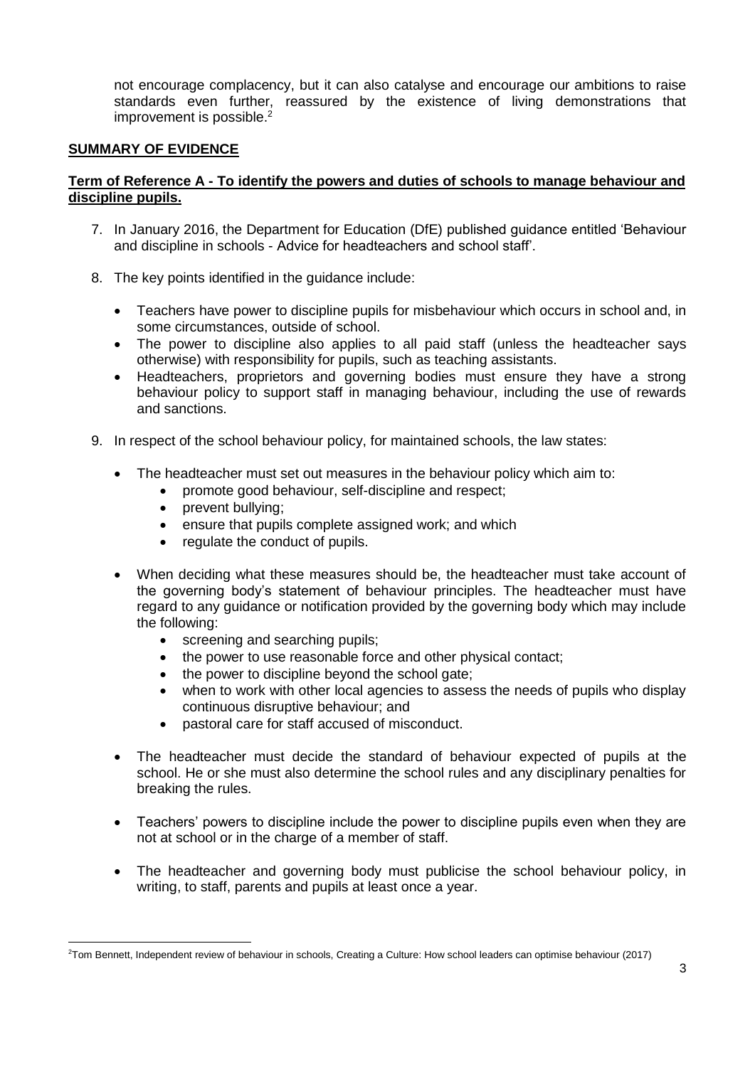not encourage complacency, but it can also catalyse and encourage our ambitions to raise standards even further, reassured by the existence of living demonstrations that improvement is possible.[2]

## SUMMARY OF EVIDENCE

### Term of Reference A - To identify the powers and duties of schools to manage behaviour and discipline pupils.

7. In January 2016, the Department for Education (DfE) published guidance entitled 'Behaviour and discipline in schools - Advice for headteachers and school staff'.

8. The key points identified in the guidance include:

   - Teachers have power to discipline pupils for misbehaviour which occurs in school and, in some circumstances, outside of school.
   - The power to discipline also applies to all paid staff (unless the headteacher says otherwise) with responsibility for pupils, such as teaching assistants.
   - Headteachers, proprietors and governing bodies must ensure they have a strong behaviour policy to support staff in managing behaviour, including the use of rewards and sanctions.

9. In respect of the school behaviour policy, for maintained schools, the law states:

   - The headteacher must set out measures in the behaviour policy which aim to:
     - promote good behaviour, self-discipline and respect;
     - prevent bullying;
     - ensure that pupils complete assigned work; and which
     - regulate the conduct of pupils.

   - When deciding what these measures should be, the headteacher must take account of the governing body's statement of behaviour principles. The headteacher must have regard to any guidance or notification provided by the governing body which may include the following:
     - screening and searching pupils;
     - the power to use reasonable force and other physical contact;
     - the power to discipline beyond the school gate;
     - when to work with other local agencies to assess the needs of pupils who display continuous disruptive behaviour; and
     - pastoral care for staff accused of misconduct.

   - The headteacher must decide the standard of behaviour expected of pupils at the school. He or she must also determine the school rules and any disciplinary penalties for breaking the rules.

   - Teachers' powers to discipline include the power to discipline pupils even when they are not at school or in the charge of a member of staff.

   - The headteacher and governing body must publicise the school behaviour policy, in writing, to staff, parents and pupils at least once a year.

---

[2] Tom Bennett, Independent review of behaviour in schools, Creating a Culture: How school leaders can optimise behaviour (2017)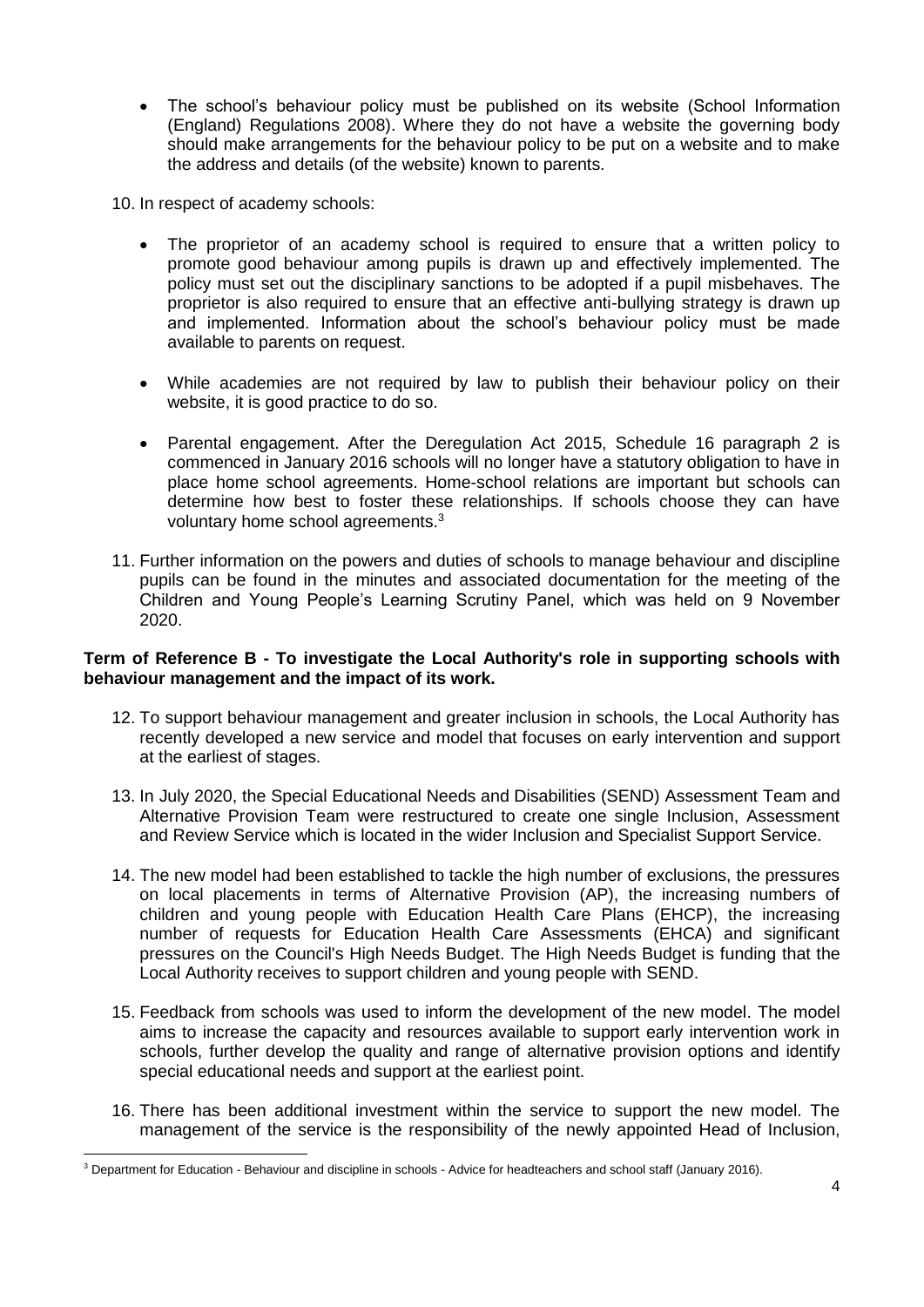- The school's behaviour policy must be published on its website (School Information (England) Regulations 2008). Where they do not have a website the governing body should make arrangements for the behaviour policy to be put on a website and to make the address and details (of the website) known to parents.

10. In respect of academy schools:

    - The proprietor of an academy school is required to ensure that a written policy to promote good behaviour among pupils is drawn up and effectively implemented. The policy must set out the disciplinary sanctions to be adopted if a pupil misbehaves. The proprietor is also required to ensure that an effective anti-bullying strategy is drawn up and implemented. Information about the school's behaviour policy must be made available to parents on request.

    - While academies are not required by law to publish their behaviour policy on their website, it is good practice to do so.

    - Parental engagement. After the Deregulation Act 2015, Schedule 16 paragraph 2 is commenced in January 2016 schools will no longer have a statutory obligation to have in place home school agreements. Home-school relations are important but schools can determine how best to foster these relationships. If schools choose they can have voluntary home school agreements.[3]

11. Further information on the powers and duties of schools to manage behaviour and discipline pupils can be found in the minutes and associated documentation for the meeting of the Children and Young People's Learning Scrutiny Panel, which was held on 9 November 2020.

**Term of Reference B - To investigate the Local Authority's role in supporting schools with behaviour management and the impact of its work.**

12. To support behaviour management and greater inclusion in schools, the Local Authority has recently developed a new service and model that focuses on early intervention and support at the earliest of stages.

13. In July 2020, the Special Educational Needs and Disabilities (SEND) Assessment Team and Alternative Provision Team were restructured to create one single Inclusion, Assessment and Review Service which is located in the wider Inclusion and Specialist Support Service.

14. The new model had been established to tackle the high number of exclusions, the pressures on local placements in terms of Alternative Provision (AP), the increasing numbers of children and young people with Education Health Care Plans (EHCP), the increasing number of requests for Education Health Care Assessments (EHCA) and significant pressures on the Council's High Needs Budget. The High Needs Budget is funding that the Local Authority receives to support children and young people with SEND.

15. Feedback from schools was used to inform the development of the new model. The model aims to increase the capacity and resources available to support early intervention work in schools, further develop the quality and range of alternative provision options and identify special educational needs and support at the earliest point.

16. There has been additional investment within the service to support the new model. The management of the service is the responsibility of the newly appointed Head of Inclusion,

[3] Department for Education - Behaviour and discipline in schools - Advice for headteachers and school staff (January 2016).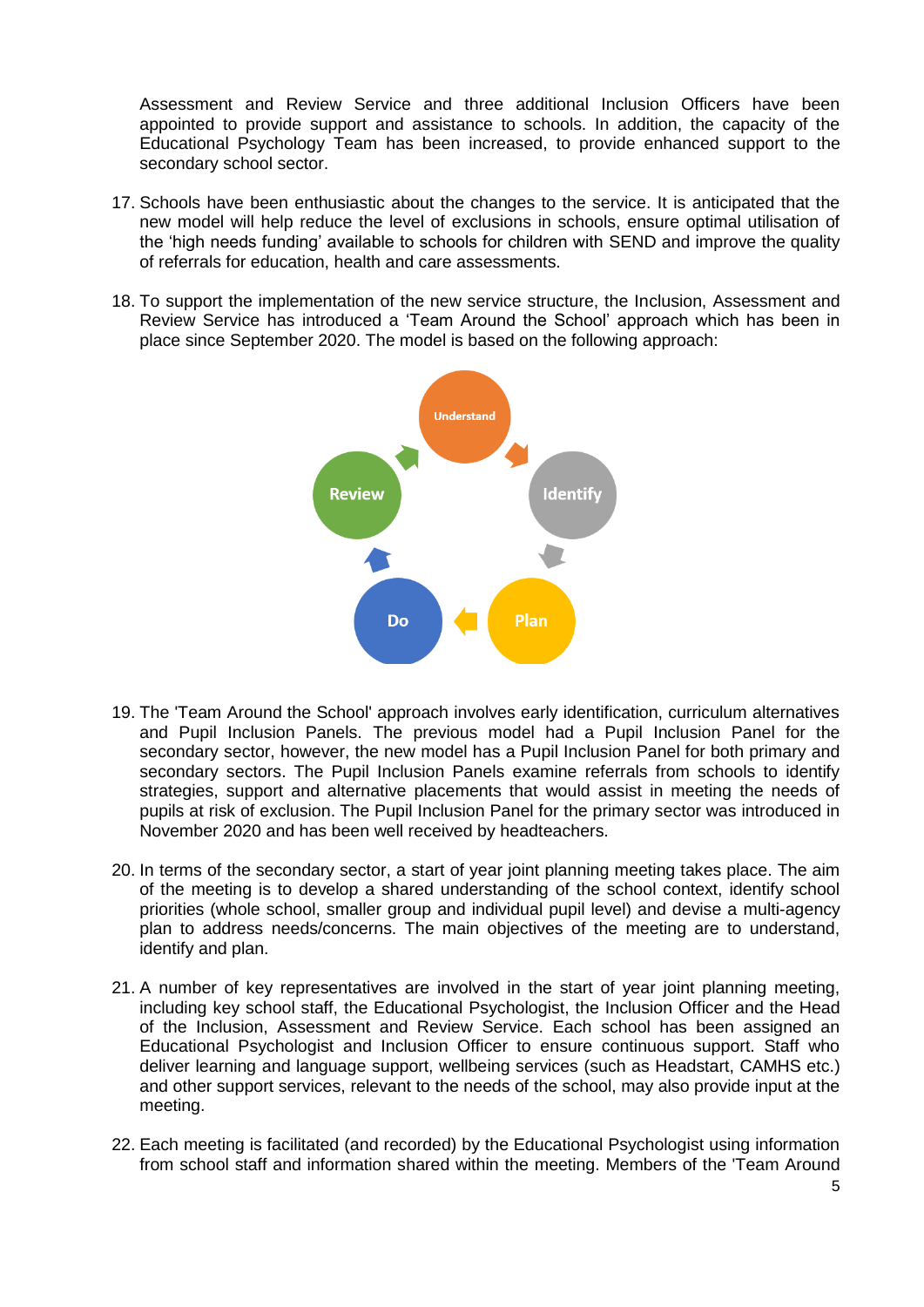Assessment and Review Service and three additional Inclusion Officers have been appointed to provide support and assistance to schools. In addition, the capacity of the Educational Psychology Team has been increased, to provide enhanced support to the secondary school sector.

17. Schools have been enthusiastic about the changes to the service. It is anticipated that the new model will help reduce the level of exclusions in schools, ensure optimal utilisation of the 'high needs funding' available to schools for children with SEND and improve the quality of referrals for education, health and care assessments.

18. To support the implementation of the new service structure, the Inclusion, Assessment and Review Service has introduced a 'Team Around the School' approach which has been in place since September 2020. The model is based on the following approach:

Understand → Identify → Plan → Do → Review

19. The 'Team Around the School' approach involves early identification, curriculum alternatives and Pupil Inclusion Panels. The previous model had a Pupil Inclusion Panel for the secondary sector, however, the new model has a Pupil Inclusion Panel for both primary and secondary sectors. The Pupil Inclusion Panels examine referrals from schools to identify strategies, support and alternative placements that would assist in meeting the needs of pupils at risk of exclusion. The Pupil Inclusion Panel for the primary sector was introduced in November 2020 and has been well received by headteachers.

20. In terms of the secondary sector, a start of year joint planning meeting takes place. The aim of the meeting is to develop a shared understanding of the school context, identify school priorities (whole school, smaller group and individual pupil level) and devise a multi-agency plan to address needs/concerns. The main objectives of the meeting are to understand, identify and plan.

21. A number of key representatives are involved in the start of year joint planning meeting, including key school staff, the Educational Psychologist, the Inclusion Officer and the Head of the Inclusion, Assessment and Review Service. Each school has been assigned an Educational Psychologist and Inclusion Officer to ensure continuous support. Staff who deliver learning and language support, wellbeing services (such as Headstart, CAMHS etc.) and other support services, relevant to the needs of the school, may also provide input at the meeting.

22. Each meeting is facilitated (and recorded) by the Educational Psychologist using information from school staff and information shared within the meeting. Members of the 'Team Around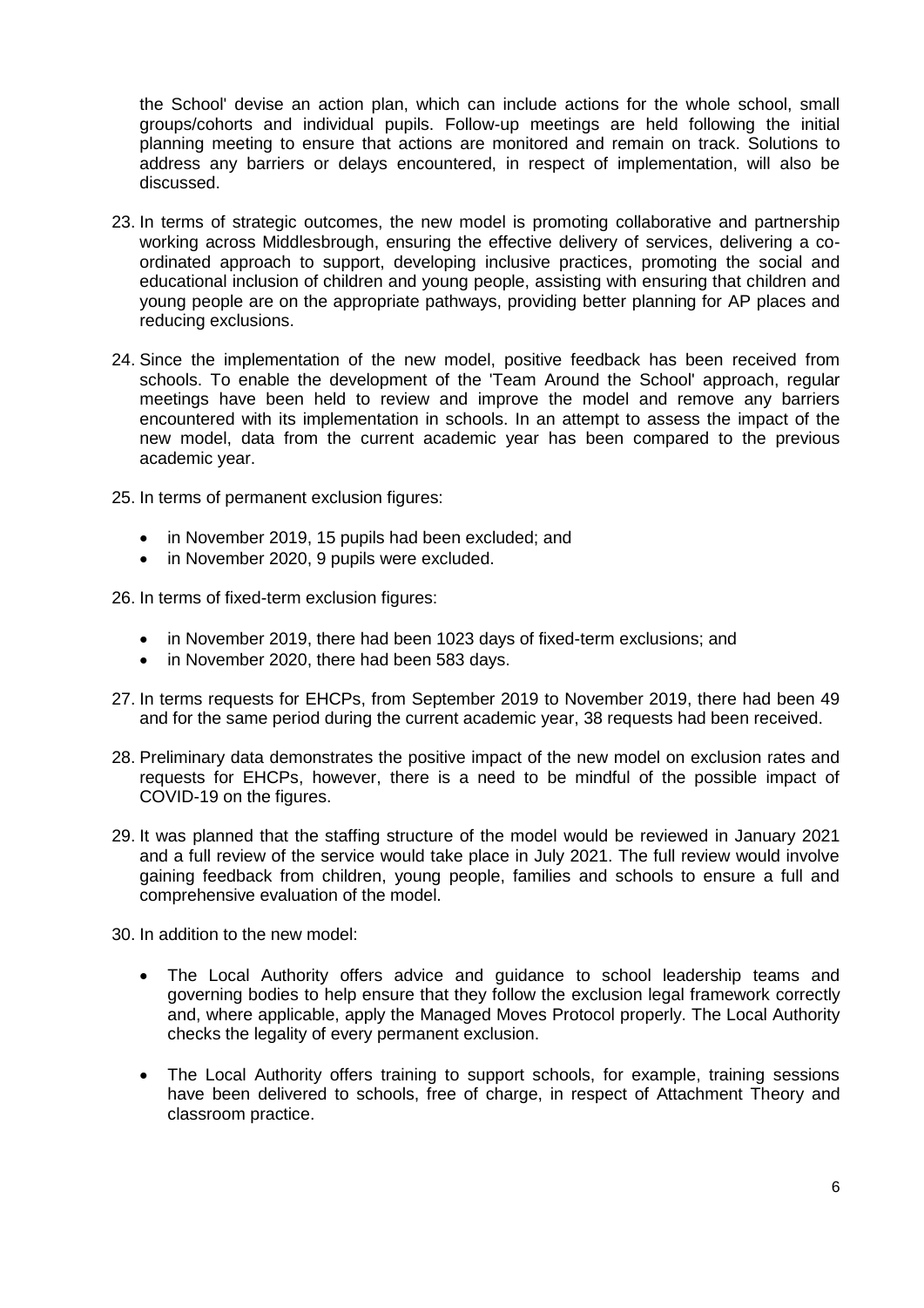the School' devise an action plan, which can include actions for the whole school, small groups/cohorts and individual pupils. Follow-up meetings are held following the initial planning meeting to ensure that actions are monitored and remain on track. Solutions to address any barriers or delays encountered, in respect of implementation, will also be discussed.

23. In terms of strategic outcomes, the new model is promoting collaborative and partnership working across Middlesbrough, ensuring the effective delivery of services, delivering a co-ordinated approach to support, developing inclusive practices, promoting the social and educational inclusion of children and young people, assisting with ensuring that children and young people are on the appropriate pathways, providing better planning for AP places and reducing exclusions.

24. Since the implementation of the new model, positive feedback has been received from schools. To enable the development of the 'Team Around the School' approach, regular meetings have been held to review and improve the model and remove any barriers encountered with its implementation in schools. In an attempt to assess the impact of the new model, data from the current academic year has been compared to the previous academic year.

25. In terms of permanent exclusion figures:

    - in November 2019, 15 pupils had been excluded; and
    - in November 2020, 9 pupils were excluded.

26. In terms of fixed-term exclusion figures:

    - in November 2019, there had been 1023 days of fixed-term exclusions; and
    - in November 2020, there had been 583 days.

27. In terms requests for EHCPs, from September 2019 to November 2019, there had been 49 and for the same period during the current academic year, 38 requests had been received.

28. Preliminary data demonstrates the positive impact of the new model on exclusion rates and requests for EHCPs, however, there is a need to be mindful of the possible impact of COVID-19 on the figures.

29. It was planned that the staffing structure of the model would be reviewed in January 2021 and a full review of the service would take place in July 2021. The full review would involve gaining feedback from children, young people, families and schools to ensure a full and comprehensive evaluation of the model.

30. In addition to the new model:

    - The Local Authority offers advice and guidance to school leadership teams and governing bodies to help ensure that they follow the exclusion legal framework correctly and, where applicable, apply the Managed Moves Protocol properly. The Local Authority checks the legality of every permanent exclusion.

    - The Local Authority offers training to support schools, for example, training sessions have been delivered to schools, free of charge, in respect of Attachment Theory and classroom practice.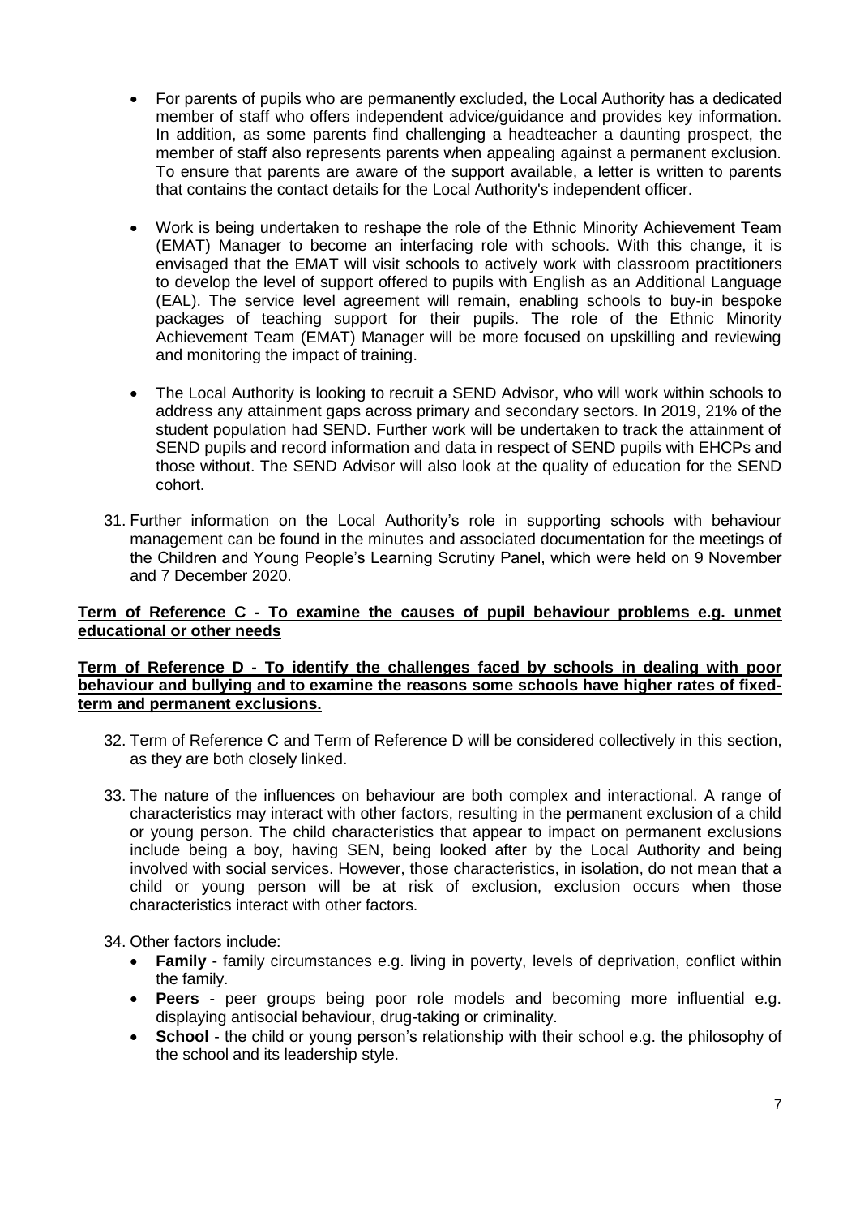- For parents of pupils who are permanently excluded, the Local Authority has a dedicated member of staff who offers independent advice/guidance and provides key information. In addition, as some parents find challenging a headteacher a daunting prospect, the member of staff also represents parents when appealing against a permanent exclusion. To ensure that parents are aware of the support available, a letter is written to parents that contains the contact details for the Local Authority's independent officer.

- Work is being undertaken to reshape the role of the Ethnic Minority Achievement Team (EMAT) Manager to become an interfacing role with schools. With this change, it is envisaged that the EMAT will visit schools to actively work with classroom practitioners to develop the level of support offered to pupils with English as an Additional Language (EAL). The service level agreement will remain, enabling schools to buy-in bespoke packages of teaching support for their pupils. The role of the Ethnic Minority Achievement Team (EMAT) Manager will be more focused on upskilling and reviewing and monitoring the impact of training.

- The Local Authority is looking to recruit a SEND Advisor, who will work within schools to address any attainment gaps across primary and secondary sectors. In 2019, 21% of the student population had SEND. Further work will be undertaken to track the attainment of SEND pupils and record information and data in respect of SEND pupils with EHCPs and those without. The SEND Advisor will also look at the quality of education for the SEND cohort.

31. Further information on the Local Authority's role in supporting schools with behaviour management can be found in the minutes and associated documentation for the meetings of the Children and Young People's Learning Scrutiny Panel, which were held on 9 November and 7 December 2020.

**Term of Reference C - To examine the causes of pupil behaviour problems e.g. unmet educational or other needs**

**Term of Reference D - To identify the challenges faced by schools in dealing with poor behaviour and bullying and to examine the reasons some schools have higher rates of fixed-term and permanent exclusions.**

32. Term of Reference C and Term of Reference D will be considered collectively in this section, as they are both closely linked.

33. The nature of the influences on behaviour are both complex and interactional. A range of characteristics may interact with other factors, resulting in the permanent exclusion of a child or young person. The child characteristics that appear to impact on permanent exclusions include being a boy, having SEN, being looked after by the Local Authority and being involved with social services. However, those characteristics, in isolation, do not mean that a child or young person will be at risk of exclusion, exclusion occurs when those characteristics interact with other factors.

34. Other factors include:
    - **Family** - family circumstances e.g. living in poverty, levels of deprivation, conflict within the family.
    - **Peers** - peer groups being poor role models and becoming more influential e.g. displaying antisocial behaviour, drug-taking or criminality.
    - **School** - the child or young person's relationship with their school e.g. the philosophy of the school and its leadership style.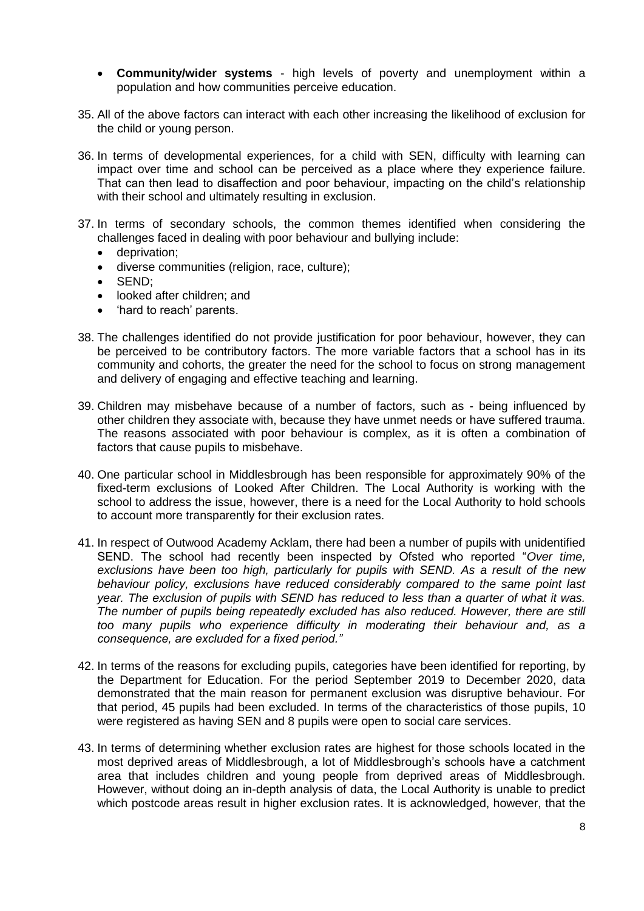- **Community/wider systems** - high levels of poverty and unemployment within a population and how communities perceive education.

35. All of the above factors can interact with each other increasing the likelihood of exclusion for the child or young person.

36. In terms of developmental experiences, for a child with SEN, difficulty with learning can impact over time and school can be perceived as a place where they experience failure. That can then lead to disaffection and poor behaviour, impacting on the child's relationship with their school and ultimately resulting in exclusion.

37. In terms of secondary schools, the common themes identified when considering the challenges faced in dealing with poor behaviour and bullying include:
    - deprivation;
    - diverse communities (religion, race, culture);
    - SEND;
    - looked after children; and
    - 'hard to reach' parents.

38. The challenges identified do not provide justification for poor behaviour, however, they can be perceived to be contributory factors. The more variable factors that a school has in its community and cohorts, the greater the need for the school to focus on strong management and delivery of engaging and effective teaching and learning.

39. Children may misbehave because of a number of factors, such as - being influenced by other children they associate with, because they have unmet needs or have suffered trauma. The reasons associated with poor behaviour is complex, as it is often a combination of factors that cause pupils to misbehave.

40. One particular school in Middlesbrough has been responsible for approximately 90% of the fixed-term exclusions of Looked After Children. The Local Authority is working with the school to address the issue, however, there is a need for the Local Authority to hold schools to account more transparently for their exclusion rates.

41. In respect of Outwood Academy Acklam, there had been a number of pupils with unidentified SEND. The school had recently been inspected by Ofsted who reported "*Over time, exclusions have been too high, particularly for pupils with SEND. As a result of the new behaviour policy, exclusions have reduced considerably compared to the same point last year. The exclusion of pupils with SEND has reduced to less than a quarter of what it was. The number of pupils being repeatedly excluded has also reduced. However, there are still too many pupils who experience difficulty in moderating their behaviour and, as a consequence, are excluded for a fixed period.*"

42. In terms of the reasons for excluding pupils, categories have been identified for reporting, by the Department for Education. For the period September 2019 to December 2020, data demonstrated that the main reason for permanent exclusion was disruptive behaviour. For that period, 45 pupils had been excluded. In terms of the characteristics of those pupils, 10 were registered as having SEN and 8 pupils were open to social care services.

43. In terms of determining whether exclusion rates are highest for those schools located in the most deprived areas of Middlesbrough, a lot of Middlesbrough's schools have a catchment area that includes children and young people from deprived areas of Middlesbrough. However, without doing an in-depth analysis of data, the Local Authority is unable to predict which postcode areas result in higher exclusion rates. It is acknowledged, however, that the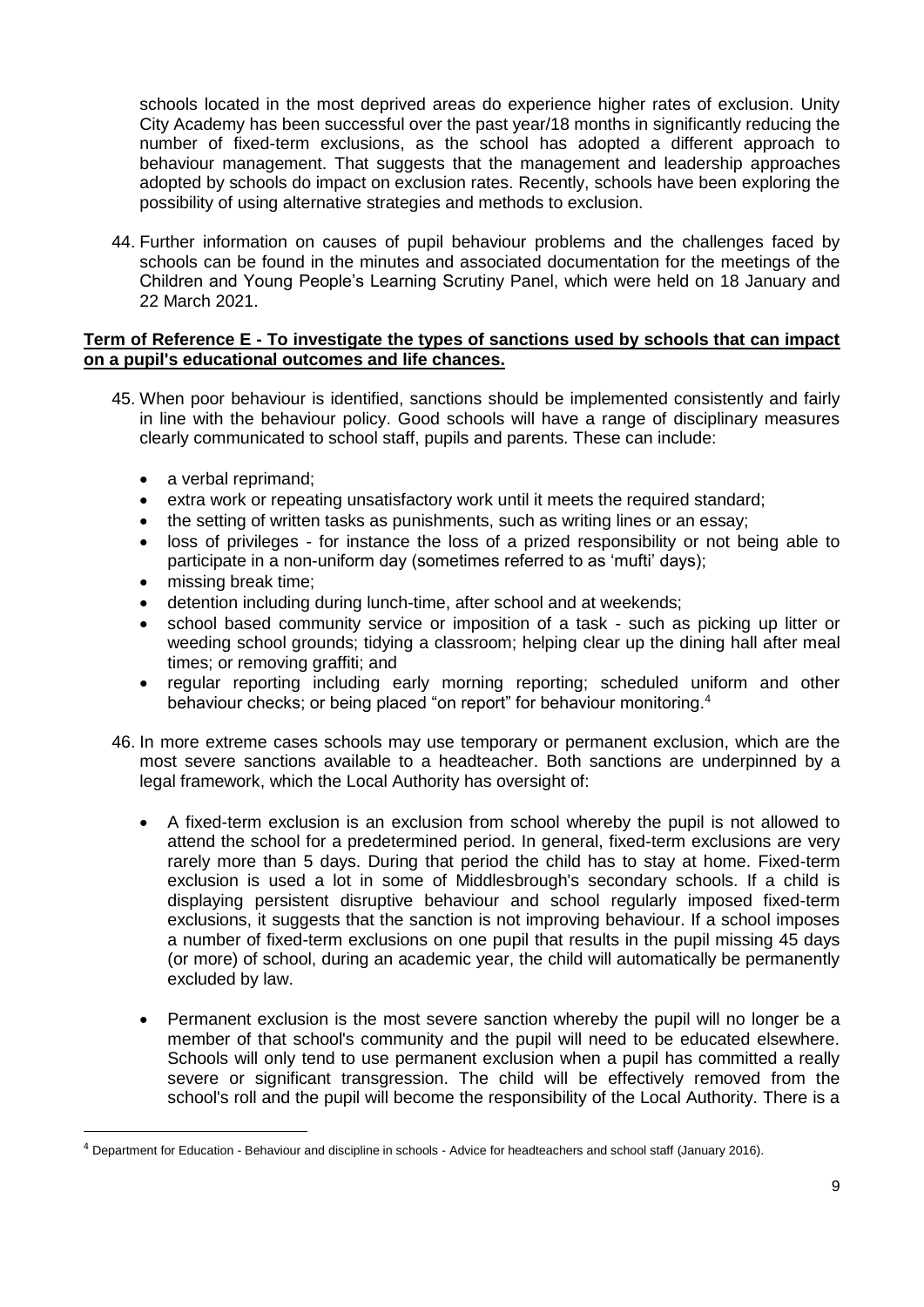schools located in the most deprived areas do experience higher rates of exclusion. Unity City Academy has been successful over the past year/18 months in significantly reducing the number of fixed-term exclusions, as the school has adopted a different approach to behaviour management. That suggests that the management and leadership approaches adopted by schools do impact on exclusion rates. Recently, schools have been exploring the possibility of using alternative strategies and methods to exclusion.

44. Further information on causes of pupil behaviour problems and the challenges faced by schools can be found in the minutes and associated documentation for the meetings of the Children and Young People's Learning Scrutiny Panel, which were held on 18 January and 22 March 2021.

**Term of Reference E - To investigate the types of sanctions used by schools that can impact on a pupil's educational outcomes and life chances.**

45. When poor behaviour is identified, sanctions should be implemented consistently and fairly in line with the behaviour policy. Good schools will have a range of disciplinary measures clearly communicated to school staff, pupils and parents. These can include:

    - a verbal reprimand;
    - extra work or repeating unsatisfactory work until it meets the required standard;
    - the setting of written tasks as punishments, such as writing lines or an essay;
    - loss of privileges - for instance the loss of a prized responsibility or not being able to participate in a non-uniform day (sometimes referred to as 'mufti' days);
    - missing break time;
    - detention including during lunch-time, after school and at weekends;
    - school based community service or imposition of a task - such as picking up litter or weeding school grounds; tidying a classroom; helping clear up the dining hall after meal times; or removing graffiti; and
    - regular reporting including early morning reporting; scheduled uniform and other behaviour checks; or being placed "on report" for behaviour monitoring.[4]

46. In more extreme cases schools may use temporary or permanent exclusion, which are the most severe sanctions available to a headteacher. Both sanctions are underpinned by a legal framework, which the Local Authority has oversight of:

    - A fixed-term exclusion is an exclusion from school whereby the pupil is not allowed to attend the school for a predetermined period. In general, fixed-term exclusions are very rarely more than 5 days. During that period the child has to stay at home. Fixed-term exclusion is used a lot in some of Middlesbrough's secondary schools. If a child is displaying persistent disruptive behaviour and school regularly imposed fixed-term exclusions, it suggests that the sanction is not improving behaviour. If a school imposes a number of fixed-term exclusions on one pupil that results in the pupil missing 45 days (or more) of school, during an academic year, the child will automatically be permanently excluded by law.

    - Permanent exclusion is the most severe sanction whereby the pupil will no longer be a member of that school's community and the pupil will need to be educated elsewhere. Schools will only tend to use permanent exclusion when a pupil has committed a really severe or significant transgression. The child will be effectively removed from the school's roll and the pupil will become the responsibility of the Local Authority. There is a

[4] Department for Education - Behaviour and discipline in schools - Advice for headteachers and school staff (January 2016).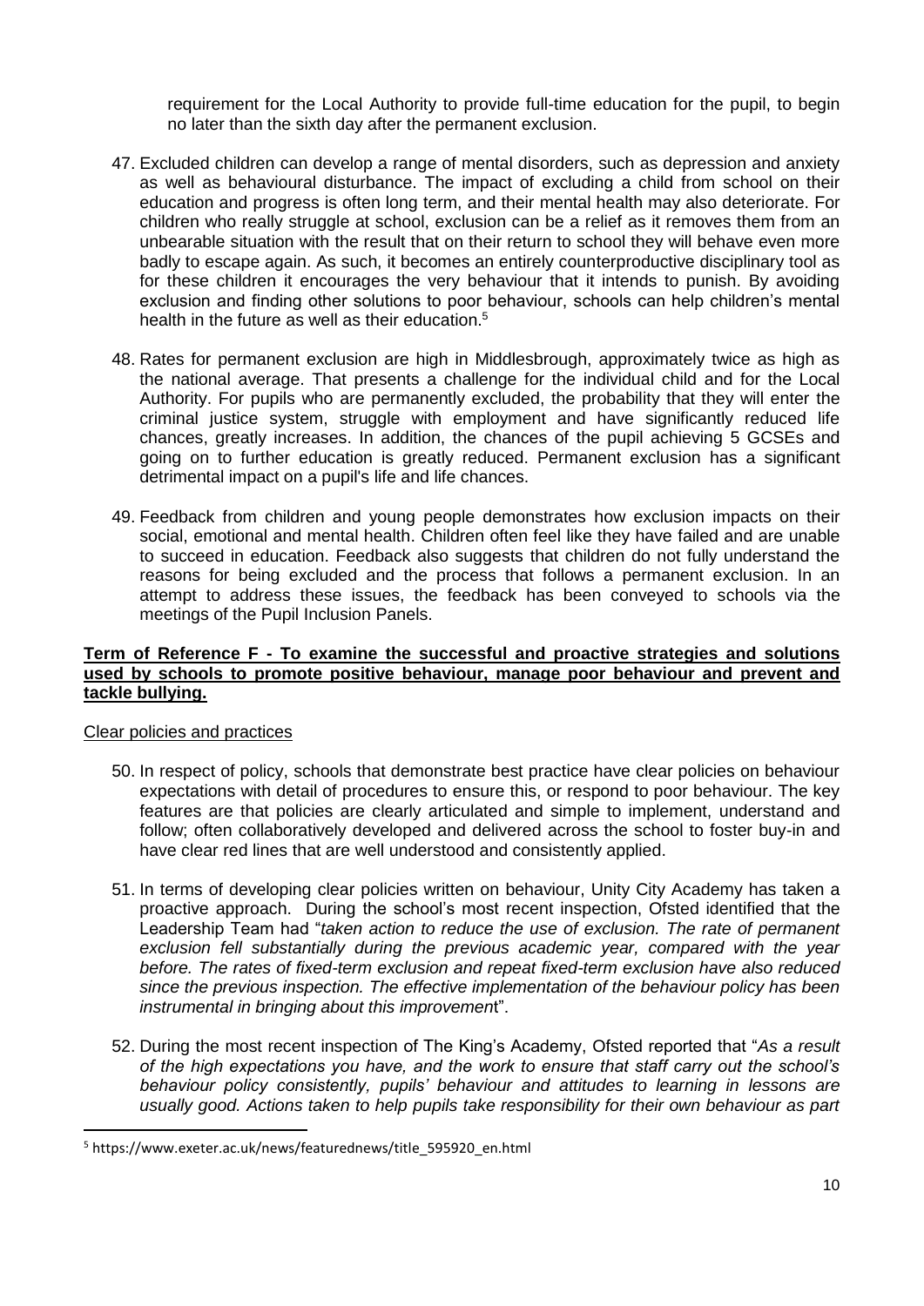requirement for the Local Authority to provide full-time education for the pupil, to begin no later than the sixth day after the permanent exclusion.

47. Excluded children can develop a range of mental disorders, such as depression and anxiety as well as behavioural disturbance. The impact of excluding a child from school on their education and progress is often long term, and their mental health may also deteriorate. For children who really struggle at school, exclusion can be a relief as it removes them from an unbearable situation with the result that on their return to school they will behave even more badly to escape again. As such, it becomes an entirely counterproductive disciplinary tool as for these children it encourages the very behaviour that it intends to punish. By avoiding exclusion and finding other solutions to poor behaviour, schools can help children's mental health in the future as well as their education.[5]

48. Rates for permanent exclusion are high in Middlesbrough, approximately twice as high as the national average. That presents a challenge for the individual child and for the Local Authority. For pupils who are permanently excluded, the probability that they will enter the criminal justice system, struggle with employment and have significantly reduced life chances, greatly increases. In addition, the chances of the pupil achieving 5 GCSEs and going on to further education is greatly reduced. Permanent exclusion has a significant detrimental impact on a pupil's life and life chances.

49. Feedback from children and young people demonstrates how exclusion impacts on their social, emotional and mental health. Children often feel like they have failed and are unable to succeed in education. Feedback also suggests that children do not fully understand the reasons for being excluded and the process that follows a permanent exclusion. In an attempt to address these issues, the feedback has been conveyed to schools via the meetings of the Pupil Inclusion Panels.

**Term of Reference F - To examine the successful and proactive strategies and solutions used by schools to promote positive behaviour, manage poor behaviour and prevent and tackle bullying.**

Clear policies and practices

50. In respect of policy, schools that demonstrate best practice have clear policies on behaviour expectations with detail of procedures to ensure this, or respond to poor behaviour. The key features are that policies are clearly articulated and simple to implement, understand and follow; often collaboratively developed and delivered across the school to foster buy-in and have clear red lines that are well understood and consistently applied.

51. In terms of developing clear policies written on behaviour, Unity City Academy has taken a proactive approach. During the school's most recent inspection, Ofsted identified that the Leadership Team had "*taken action to reduce the use of exclusion. The rate of permanent exclusion fell substantially during the previous academic year, compared with the year before. The rates of fixed-term exclusion and repeat fixed-term exclusion have also reduced since the previous inspection. The effective implementation of the behaviour policy has been instrumental in bringing about this improvement*".

52. During the most recent inspection of The King's Academy, Ofsted reported that "*As a result of the high expectations you have, and the work to ensure that staff carry out the school's behaviour policy consistently, pupils' behaviour and attitudes to learning in lessons are usually good. Actions taken to help pupils take responsibility for their own behaviour as part*

[5] https://www.exeter.ac.uk/news/featurednews/title_595920_en.html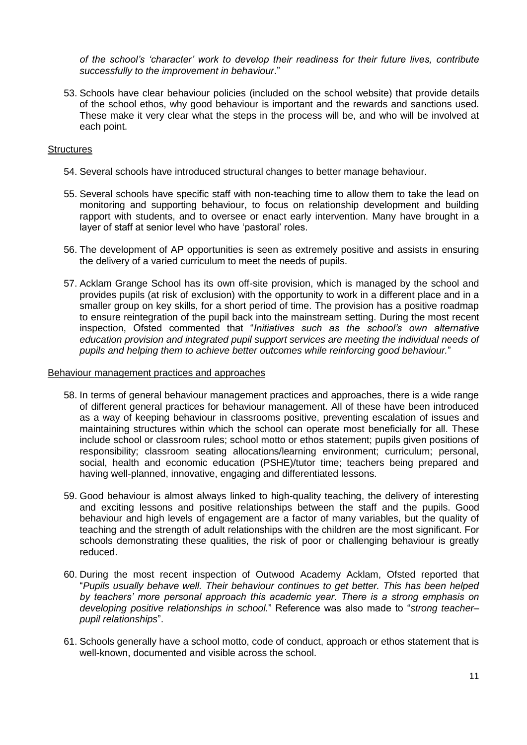*of the school's 'character' work to develop their readiness for their future lives, contribute successfully to the improvement in behaviour*."

53. Schools have clear behaviour policies (included on the school website) that provide details of the school ethos, why good behaviour is important and the rewards and sanctions used. These make it very clear what the steps in the process will be, and who will be involved at each point.

<u>Structures</u>

54. Several schools have introduced structural changes to better manage behaviour.

55. Several schools have specific staff with non-teaching time to allow them to take the lead on monitoring and supporting behaviour, to focus on relationship development and building rapport with students, and to oversee or enact early intervention. Many have brought in a layer of staff at senior level who have 'pastoral' roles.

56. The development of AP opportunities is seen as extremely positive and assists in ensuring the delivery of a varied curriculum to meet the needs of pupils.

57. Acklam Grange School has its own off-site provision, which is managed by the school and provides pupils (at risk of exclusion) with the opportunity to work in a different place and in a smaller group on key skills, for a short period of time. The provision has a positive roadmap to ensure reintegration of the pupil back into the mainstream setting. During the most recent inspection, Ofsted commented that "*Initiatives such as the school's own alternative education provision and integrated pupil support services are meeting the individual needs of pupils and helping them to achieve better outcomes while reinforcing good behaviour.*"

<u>Behaviour management practices and approaches</u>

58. In terms of general behaviour management practices and approaches, there is a wide range of different general practices for behaviour management. All of these have been introduced as a way of keeping behaviour in classrooms positive, preventing escalation of issues and maintaining structures within which the school can operate most beneficially for all. These include school or classroom rules; school motto or ethos statement; pupils given positions of responsibility; classroom seating allocations/learning environment; curriculum; personal, social, health and economic education (PSHE)/tutor time; teachers being prepared and having well-planned, innovative, engaging and differentiated lessons.

59. Good behaviour is almost always linked to high-quality teaching, the delivery of interesting and exciting lessons and positive relationships between the staff and the pupils. Good behaviour and high levels of engagement are a factor of many variables, but the quality of teaching and the strength of adult relationships with the children are the most significant. For schools demonstrating these qualities, the risk of poor or challenging behaviour is greatly reduced.

60. During the most recent inspection of Outwood Academy Acklam, Ofsted reported that "*Pupils usually behave well. Their behaviour continues to get better. This has been helped by teachers' more personal approach this academic year. There is a strong emphasis on developing positive relationships in school.*" Reference was also made to "*strong teacher–pupil relationships*".

61. Schools generally have a school motto, code of conduct, approach or ethos statement that is well-known, documented and visible across the school.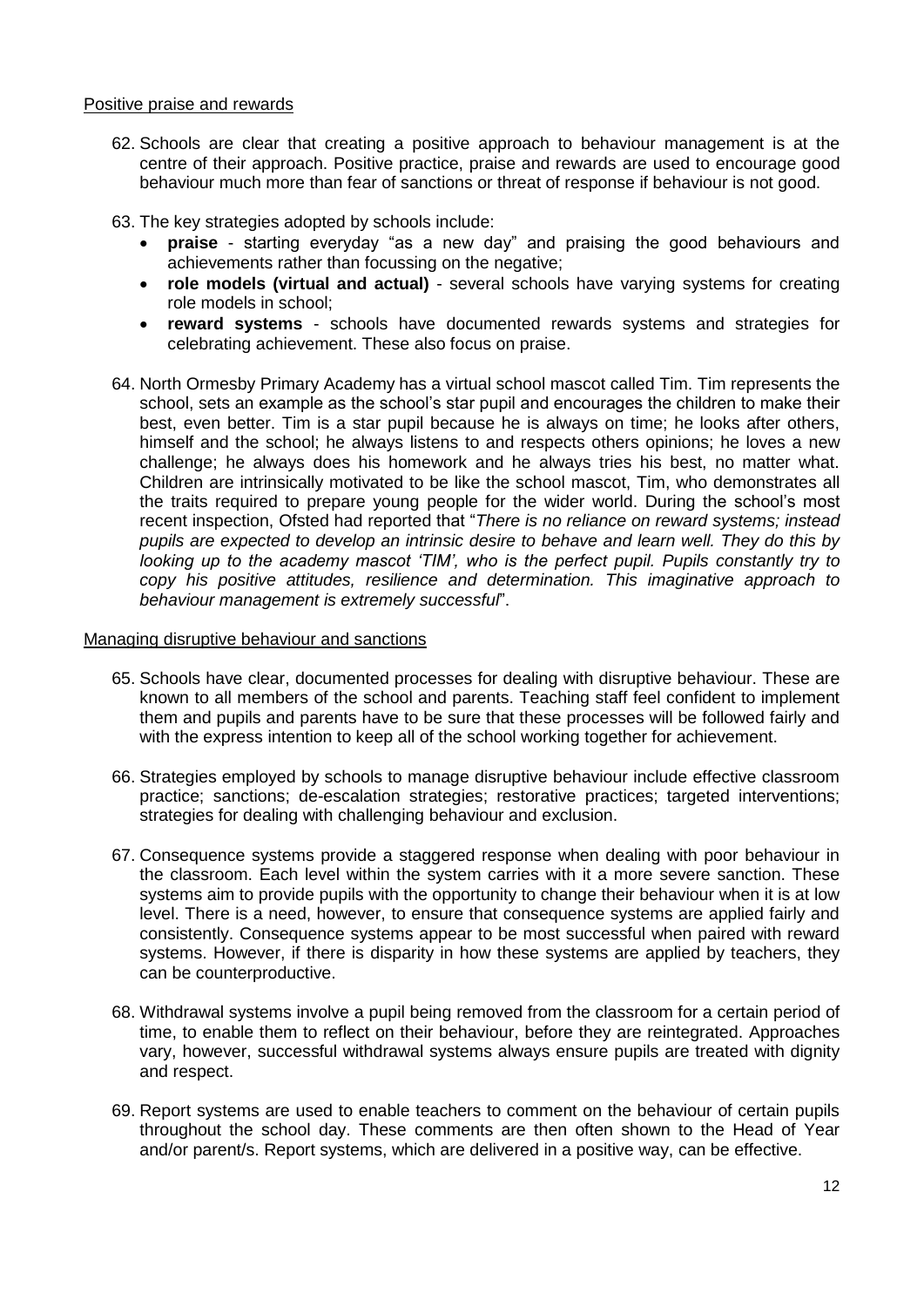Positive praise and rewards

62. Schools are clear that creating a positive approach to behaviour management is at the centre of their approach. Positive practice, praise and rewards are used to encourage good behaviour much more than fear of sanctions or threat of response if behaviour is not good.

63. The key strategies adopted by schools include:
    - **praise** - starting everyday "as a new day" and praising the good behaviours and achievements rather than focussing on the negative;
    - **role models (virtual and actual)** - several schools have varying systems for creating role models in school;
    - **reward systems** - schools have documented rewards systems and strategies for celebrating achievement. These also focus on praise.

64. North Ormesby Primary Academy has a virtual school mascot called Tim. Tim represents the school, sets an example as the school's star pupil and encourages the children to make their best, even better. Tim is a star pupil because he is always on time; he looks after others, himself and the school; he always listens to and respects others opinions; he loves a new challenge; he always does his homework and he always tries his best, no matter what. Children are intrinsically motivated to be like the school mascot, Tim, who demonstrates all the traits required to prepare young people for the wider world. During the school's most recent inspection, Ofsted had reported that "*There is no reliance on reward systems; instead pupils are expected to develop an intrinsic desire to behave and learn well. They do this by looking up to the academy mascot 'TIM', who is the perfect pupil. Pupils constantly try to copy his positive attitudes, resilience and determination. This imaginative approach to behaviour management is extremely successful*".

Managing disruptive behaviour and sanctions

65. Schools have clear, documented processes for dealing with disruptive behaviour. These are known to all members of the school and parents. Teaching staff feel confident to implement them and pupils and parents have to be sure that these processes will be followed fairly and with the express intention to keep all of the school working together for achievement.

66. Strategies employed by schools to manage disruptive behaviour include effective classroom practice; sanctions; de-escalation strategies; restorative practices; targeted interventions; strategies for dealing with challenging behaviour and exclusion.

67. Consequence systems provide a staggered response when dealing with poor behaviour in the classroom. Each level within the system carries with it a more severe sanction. These systems aim to provide pupils with the opportunity to change their behaviour when it is at low level. There is a need, however, to ensure that consequence systems are applied fairly and consistently. Consequence systems appear to be most successful when paired with reward systems. However, if there is disparity in how these systems are applied by teachers, they can be counterproductive.

68. Withdrawal systems involve a pupil being removed from the classroom for a certain period of time, to enable them to reflect on their behaviour, before they are reintegrated. Approaches vary, however, successful withdrawal systems always ensure pupils are treated with dignity and respect.

69. Report systems are used to enable teachers to comment on the behaviour of certain pupils throughout the school day. These comments are then often shown to the Head of Year and/or parent/s. Report systems, which are delivered in a positive way, can be effective.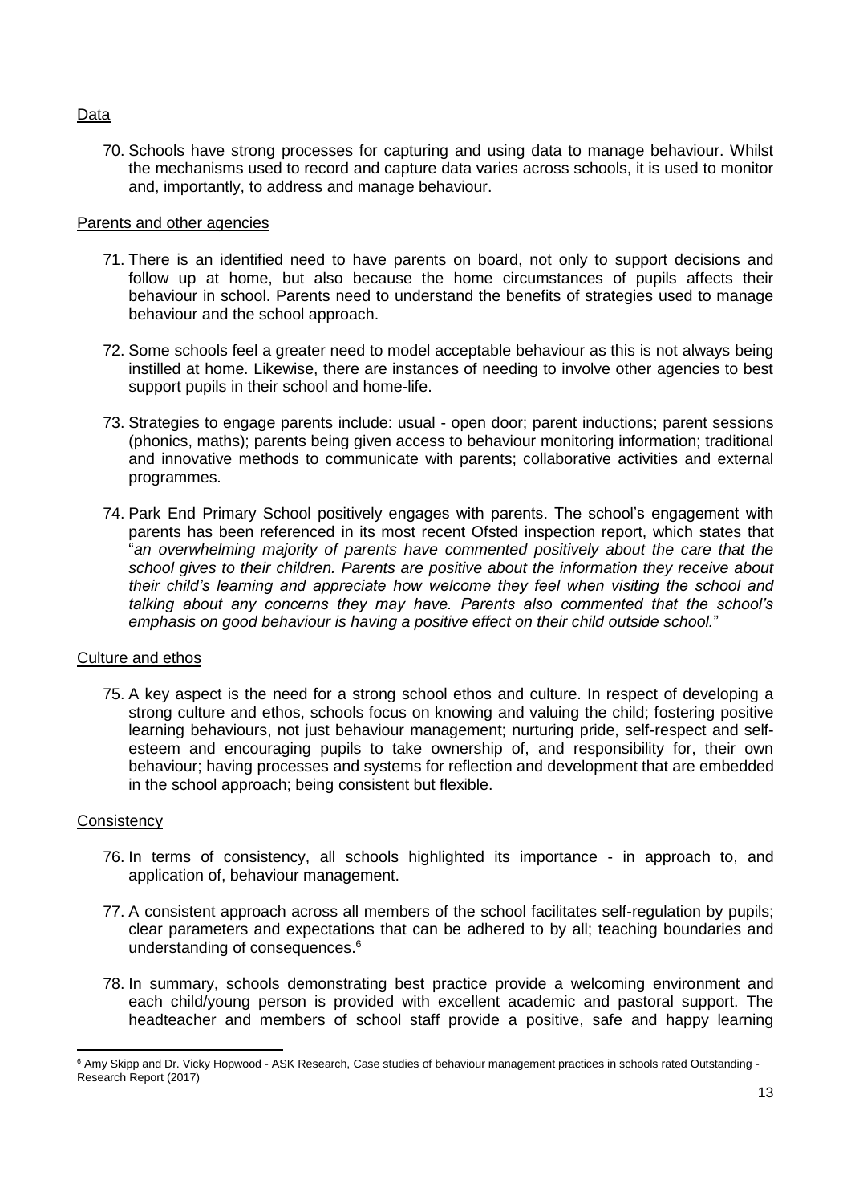Data

70. Schools have strong processes for capturing and using data to manage behaviour. Whilst the mechanisms used to record and capture data varies across schools, it is used to monitor and, importantly, to address and manage behaviour.

Parents and other agencies

71. There is an identified need to have parents on board, not only to support decisions and follow up at home, but also because the home circumstances of pupils affects their behaviour in school. Parents need to understand the benefits of strategies used to manage behaviour and the school approach.

72. Some schools feel a greater need to model acceptable behaviour as this is not always being instilled at home. Likewise, there are instances of needing to involve other agencies to best support pupils in their school and home-life.

73. Strategies to engage parents include: usual - open door; parent inductions; parent sessions (phonics, maths); parents being given access to behaviour monitoring information; traditional and innovative methods to communicate with parents; collaborative activities and external programmes.

74. Park End Primary School positively engages with parents. The school's engagement with parents has been referenced in its most recent Ofsted inspection report, which states that "*an overwhelming majority of parents have commented positively about the care that the school gives to their children. Parents are positive about the information they receive about their child's learning and appreciate how welcome they feel when visiting the school and talking about any concerns they may have. Parents also commented that the school's emphasis on good behaviour is having a positive effect on their child outside school.*"

Culture and ethos

75. A key aspect is the need for a strong school ethos and culture. In respect of developing a strong culture and ethos, schools focus on knowing and valuing the child; fostering positive learning behaviours, not just behaviour management; nurturing pride, self-respect and self-esteem and encouraging pupils to take ownership of, and responsibility for, their own behaviour; having processes and systems for reflection and development that are embedded in the school approach; being consistent but flexible.

Consistency

76. In terms of consistency, all schools highlighted its importance - in approach to, and application of, behaviour management.

77. A consistent approach across all members of the school facilitates self-regulation by pupils; clear parameters and expectations that can be adhered to by all; teaching boundaries and understanding of consequences.[6]

78. In summary, schools demonstrating best practice provide a welcoming environment and each child/young person is provided with excellent academic and pastoral support. The headteacher and members of school staff provide a positive, safe and happy learning

[6] Amy Skipp and Dr. Vicky Hopwood - ASK Research, Case studies of behaviour management practices in schools rated Outstanding - Research Report (2017)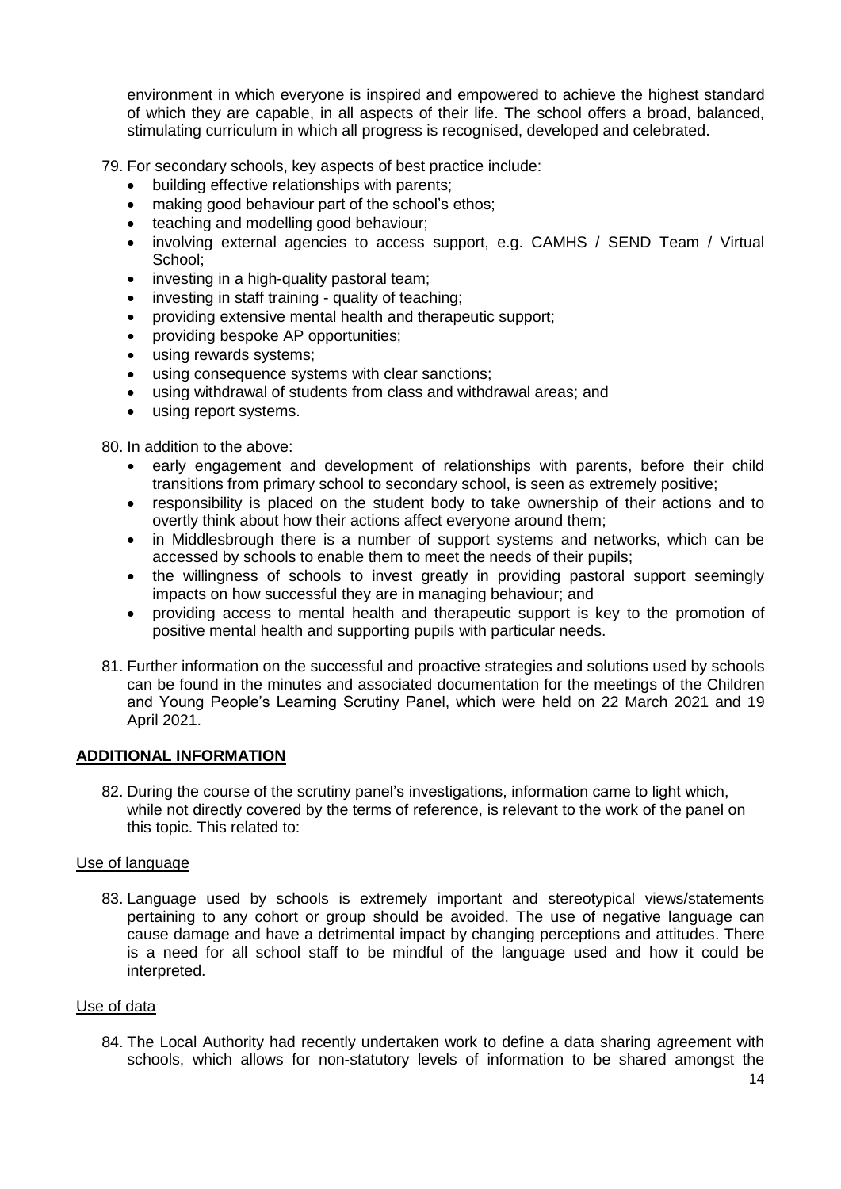environment in which everyone is inspired and empowered to achieve the highest standard of which they are capable, in all aspects of their life. The school offers a broad, balanced, stimulating curriculum in which all progress is recognised, developed and celebrated.

79. For secondary schools, key aspects of best practice include:
    - building effective relationships with parents;
    - making good behaviour part of the school's ethos;
    - teaching and modelling good behaviour;
    - involving external agencies to access support, e.g. CAMHS / SEND Team / Virtual School;
    - investing in a high-quality pastoral team;
    - investing in staff training - quality of teaching;
    - providing extensive mental health and therapeutic support;
    - providing bespoke AP opportunities;
    - using rewards systems;
    - using consequence systems with clear sanctions;
    - using withdrawal of students from class and withdrawal areas; and
    - using report systems.

80. In addition to the above:
    - early engagement and development of relationships with parents, before their child transitions from primary school to secondary school, is seen as extremely positive;
    - responsibility is placed on the student body to take ownership of their actions and to overtly think about how their actions affect everyone around them;
    - in Middlesbrough there is a number of support systems and networks, which can be accessed by schools to enable them to meet the needs of their pupils;
    - the willingness of schools to invest greatly in providing pastoral support seemingly impacts on how successful they are in managing behaviour; and
    - providing access to mental health and therapeutic support is key to the promotion of positive mental health and supporting pupils with particular needs.

81. Further information on the successful and proactive strategies and solutions used by schools can be found in the minutes and associated documentation for the meetings of the Children and Young People's Learning Scrutiny Panel, which were held on 22 March 2021 and 19 April 2021.

## ADDITIONAL INFORMATION

82. During the course of the scrutiny panel's investigations, information came to light which, while not directly covered by the terms of reference, is relevant to the work of the panel on this topic. This related to:

### Use of language

83. Language used by schools is extremely important and stereotypical views/statements pertaining to any cohort or group should be avoided. The use of negative language can cause damage and have a detrimental impact by changing perceptions and attitudes. There is a need for all school staff to be mindful of the language used and how it could be interpreted.

### Use of data

84. The Local Authority had recently undertaken work to define a data sharing agreement with schools, which allows for non-statutory levels of information to be shared amongst the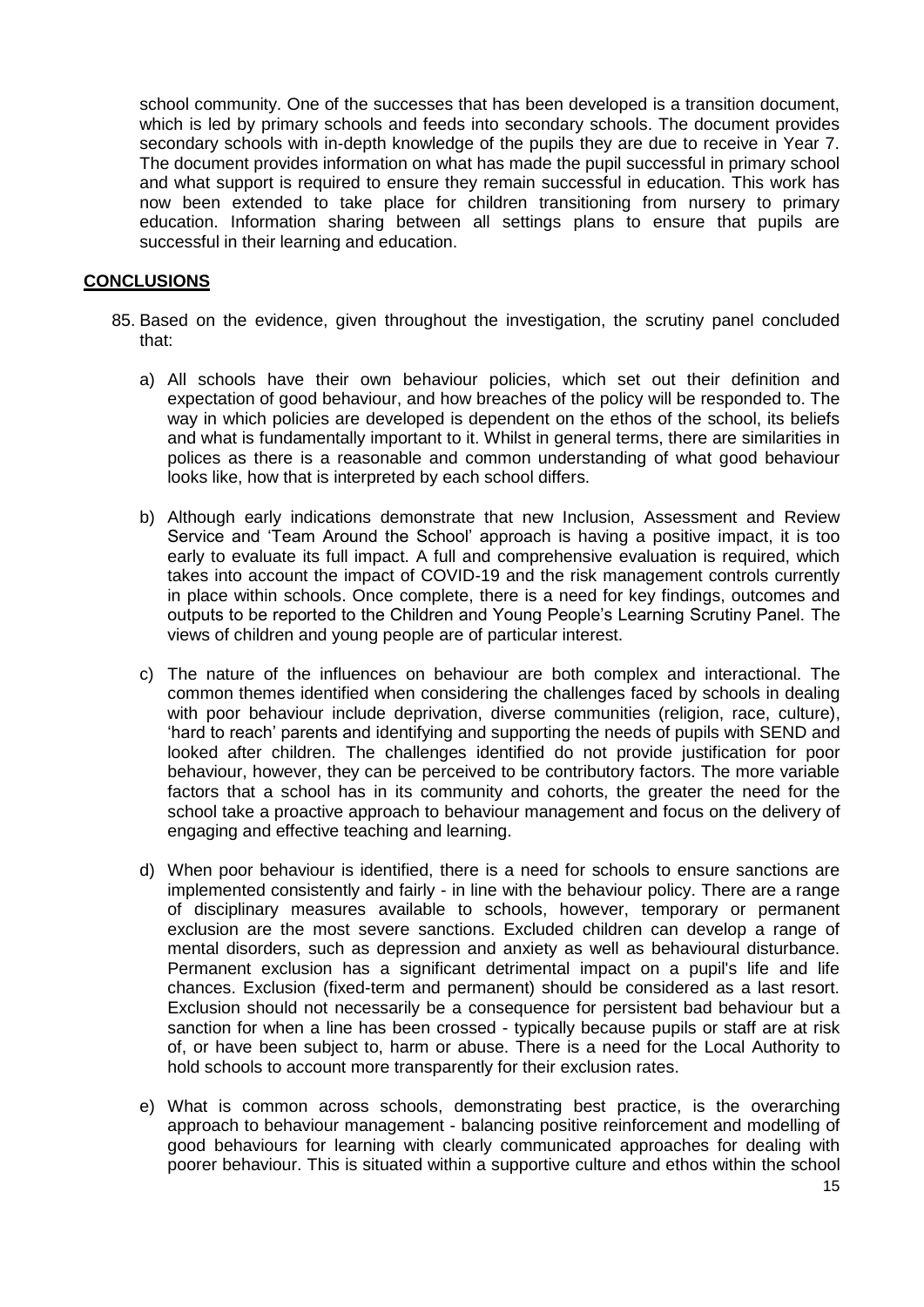school community. One of the successes that has been developed is a transition document, which is led by primary schools and feeds into secondary schools. The document provides secondary schools with in-depth knowledge of the pupils they are due to receive in Year 7. The document provides information on what has made the pupil successful in primary school and what support is required to ensure they remain successful in education. This work has now been extended to take place for children transitioning from nursery to primary education. Information sharing between all settings plans to ensure that pupils are successful in their learning and education.

## CONCLUSIONS

85. Based on the evidence, given throughout the investigation, the scrutiny panel concluded that:

    a) All schools have their own behaviour policies, which set out their definition and expectation of good behaviour, and how breaches of the policy will be responded to. The way in which policies are developed is dependent on the ethos of the school, its beliefs and what is fundamentally important to it. Whilst in general terms, there are similarities in polices as there is a reasonable and common understanding of what good behaviour looks like, how that is interpreted by each school differs.

    b) Although early indications demonstrate that new Inclusion, Assessment and Review Service and 'Team Around the School' approach is having a positive impact, it is too early to evaluate its full impact. A full and comprehensive evaluation is required, which takes into account the impact of COVID-19 and the risk management controls currently in place within schools. Once complete, there is a need for key findings, outcomes and outputs to be reported to the Children and Young People's Learning Scrutiny Panel. The views of children and young people are of particular interest.

    c) The nature of the influences on behaviour are both complex and interactional. The common themes identified when considering the challenges faced by schools in dealing with poor behaviour include deprivation, diverse communities (religion, race, culture), 'hard to reach' parents and identifying and supporting the needs of pupils with SEND and looked after children. The challenges identified do not provide justification for poor behaviour, however, they can be perceived to be contributory factors. The more variable factors that a school has in its community and cohorts, the greater the need for the school take a proactive approach to behaviour management and focus on the delivery of engaging and effective teaching and learning.

    d) When poor behaviour is identified, there is a need for schools to ensure sanctions are implemented consistently and fairly - in line with the behaviour policy. There are a range of disciplinary measures available to schools, however, temporary or permanent exclusion are the most severe sanctions. Excluded children can develop a range of mental disorders, such as depression and anxiety as well as behavioural disturbance. Permanent exclusion has a significant detrimental impact on a pupil's life and life chances. Exclusion (fixed-term and permanent) should be considered as a last resort. Exclusion should not necessarily be a consequence for persistent bad behaviour but a sanction for when a line has been crossed - typically because pupils or staff are at risk of, or have been subject to, harm or abuse. There is a need for the Local Authority to hold schools to account more transparently for their exclusion rates.

    e) What is common across schools, demonstrating best practice, is the overarching approach to behaviour management - balancing positive reinforcement and modelling of good behaviours for learning with clearly communicated approaches for dealing with poorer behaviour. This is situated within a supportive culture and ethos within the school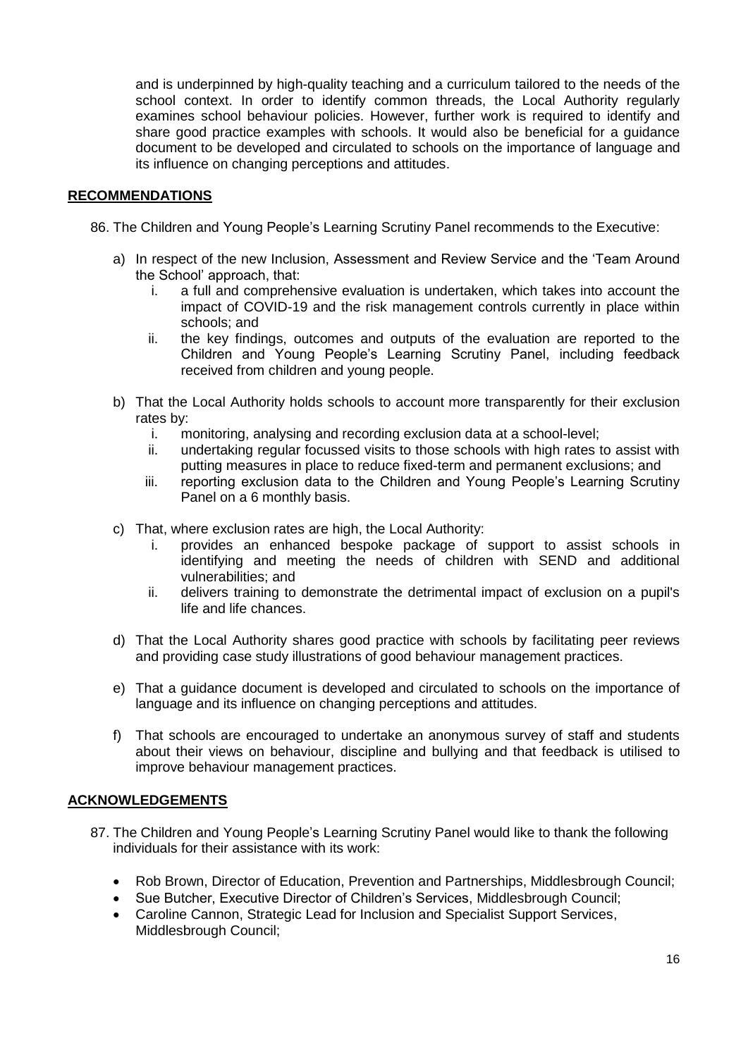and is underpinned by high-quality teaching and a curriculum tailored to the needs of the school context. In order to identify common threads, the Local Authority regularly examines school behaviour policies. However, further work is required to identify and share good practice examples with schools. It would also be beneficial for a guidance document to be developed and circulated to schools on the importance of language and its influence on changing perceptions and attitudes.

## RECOMMENDATIONS

86. The Children and Young People's Learning Scrutiny Panel recommends to the Executive:

    a) In respect of the new Inclusion, Assessment and Review Service and the 'Team Around the School' approach, that:
        i. a full and comprehensive evaluation is undertaken, which takes into account the impact of COVID-19 and the risk management controls currently in place within schools; and
        ii. the key findings, outcomes and outputs of the evaluation are reported to the Children and Young People's Learning Scrutiny Panel, including feedback received from children and young people.

    b) That the Local Authority holds schools to account more transparently for their exclusion rates by:
        i. monitoring, analysing and recording exclusion data at a school-level;
        ii. undertaking regular focussed visits to those schools with high rates to assist with putting measures in place to reduce fixed-term and permanent exclusions; and
        iii. reporting exclusion data to the Children and Young People's Learning Scrutiny Panel on a 6 monthly basis.

    c) That, where exclusion rates are high, the Local Authority:
        i. provides an enhanced bespoke package of support to assist schools in identifying and meeting the needs of children with SEND and additional vulnerabilities; and
        ii. delivers training to demonstrate the detrimental impact of exclusion on a pupil's life and life chances.

    d) That the Local Authority shares good practice with schools by facilitating peer reviews and providing case study illustrations of good behaviour management practices.

    e) That a guidance document is developed and circulated to schools on the importance of language and its influence on changing perceptions and attitudes.

    f) That schools are encouraged to undertake an anonymous survey of staff and students about their views on behaviour, discipline and bullying and that feedback is utilised to improve behaviour management practices.

## ACKNOWLEDGEMENTS

87. The Children and Young People's Learning Scrutiny Panel would like to thank the following individuals for their assistance with its work:

    - Rob Brown, Director of Education, Prevention and Partnerships, Middlesbrough Council;
    - Sue Butcher, Executive Director of Children's Services, Middlesbrough Council;
    - Caroline Cannon, Strategic Lead for Inclusion and Specialist Support Services, Middlesbrough Council;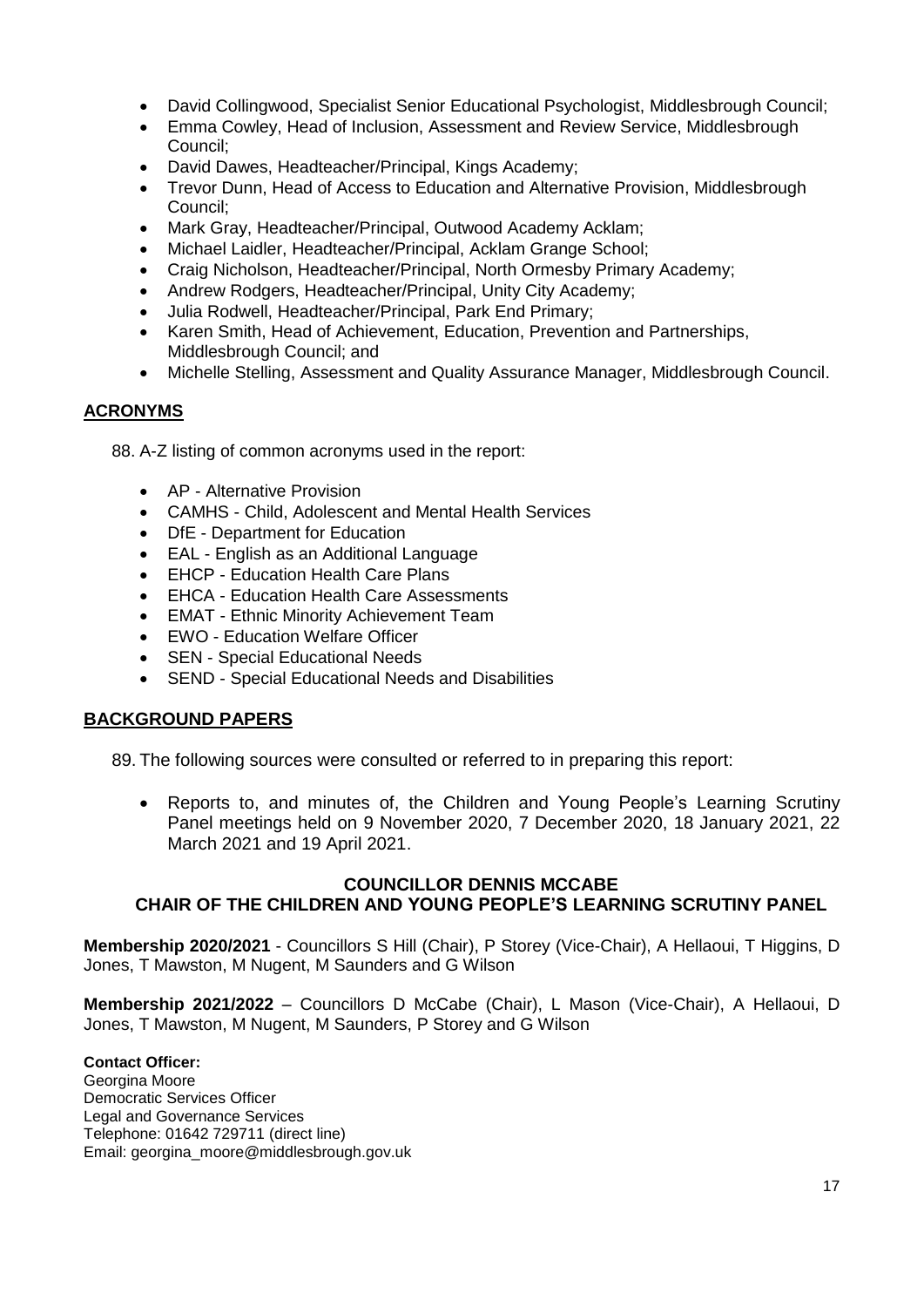- David Collingwood, Specialist Senior Educational Psychologist, Middlesbrough Council;
- Emma Cowley, Head of Inclusion, Assessment and Review Service, Middlesbrough Council;
- David Dawes, Headteacher/Principal, Kings Academy;
- Trevor Dunn, Head of Access to Education and Alternative Provision, Middlesbrough Council;
- Mark Gray, Headteacher/Principal, Outwood Academy Acklam;
- Michael Laidler, Headteacher/Principal, Acklam Grange School;
- Craig Nicholson, Headteacher/Principal, North Ormesby Primary Academy;
- Andrew Rodgers, Headteacher/Principal, Unity City Academy;
- Julia Rodwell, Headteacher/Principal, Park End Primary;
- Karen Smith, Head of Achievement, Education, Prevention and Partnerships, Middlesbrough Council; and
- Michelle Stelling, Assessment and Quality Assurance Manager, Middlesbrough Council.

## ACRONYMS

88. A-Z listing of common acronyms used in the report:

- AP - Alternative Provision
- CAMHS - Child, Adolescent and Mental Health Services
- DfE - Department for Education
- EAL - English as an Additional Language
- EHCP - Education Health Care Plans
- EHCA - Education Health Care Assessments
- EMAT - Ethnic Minority Achievement Team
- EWO - Education Welfare Officer
- SEN - Special Educational Needs
- SEND - Special Educational Needs and Disabilities

## BACKGROUND PAPERS

89. The following sources were consulted or referred to in preparing this report:

- Reports to, and minutes of, the Children and Young People's Learning Scrutiny Panel meetings held on 9 November 2020, 7 December 2020, 18 January 2021, 22 March 2021 and 19 April 2021.

**COUNCILLOR DENNIS MCCABE**
**CHAIR OF THE CHILDREN AND YOUNG PEOPLE'S LEARNING SCRUTINY PANEL**

**Membership 2020/2021** - Councillors S Hill (Chair), P Storey (Vice-Chair), A Hellaoui, T Higgins, D Jones, T Mawston, M Nugent, M Saunders and G Wilson

**Membership 2021/2022** – Councillors D McCabe (Chair), L Mason (Vice-Chair), A Hellaoui, D Jones, T Mawston, M Nugent, M Saunders, P Storey and G Wilson

**Contact Officer:**
Georgina Moore
Democratic Services Officer
Legal and Governance Services
Telephone: 01642 729711 (direct line)
Email: georgina_moore@middlesbrough.gov.uk